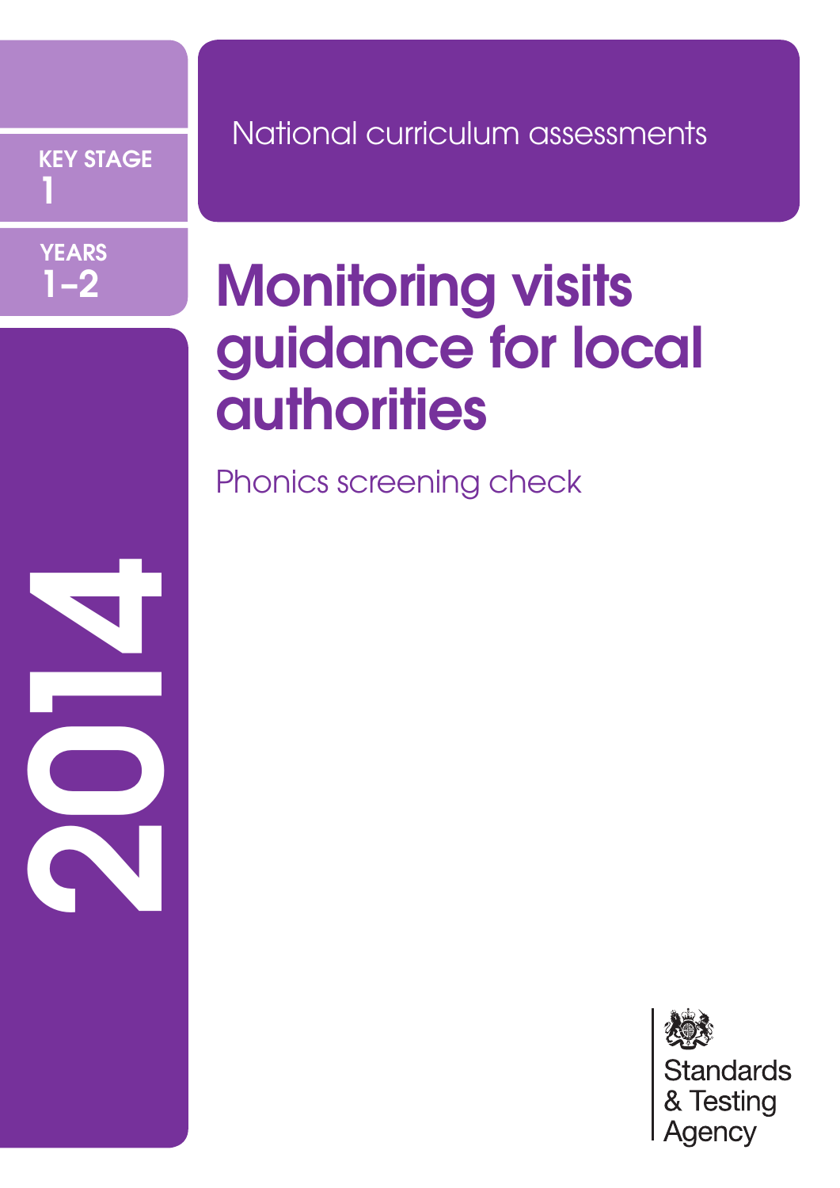KEY STAGE 1

YEARS 1–2

National curriculum assessments

# Monitoring visits guidance for local authorities

## Phonics screening check

2014

Standards & Testing Agency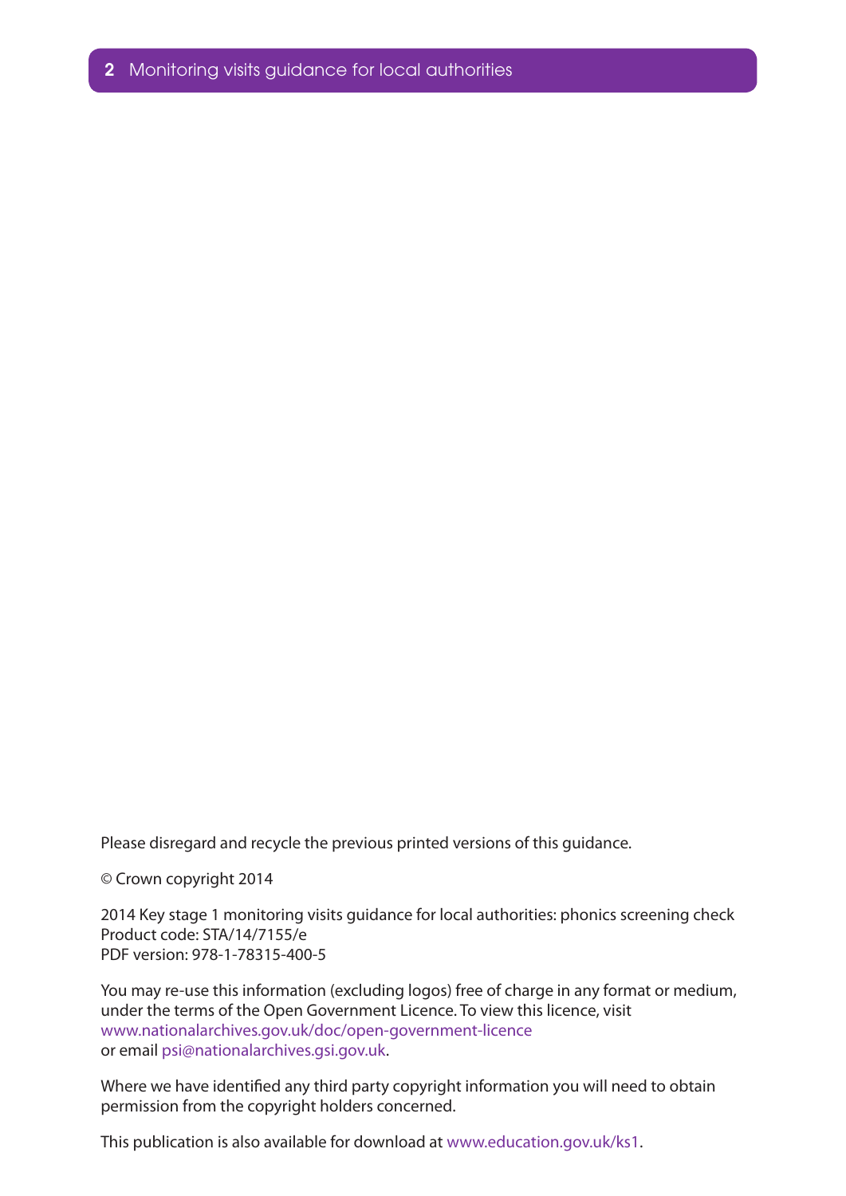Please disregard and recycle the previous printed versions of this guidance.

© Crown copyright 2014

2014 Key stage 1 monitoring visits guidance for local authorities: phonics screening check
Product code: STA/14/7155/e
PDF version: 978-1-78315-400-5

You may re-use this information (excluding logos) free of charge in any format or medium, under the terms of the Open Government Licence. To view this licence, visit www.nationalarchives.gov.uk/doc/open-government-licence or email psi@nationalarchives.gsi.gov.uk.

Where we have identified any third party copyright information you will need to obtain permission from the copyright holders concerned.

This publication is also available for download at www.education.gov.uk/ks1.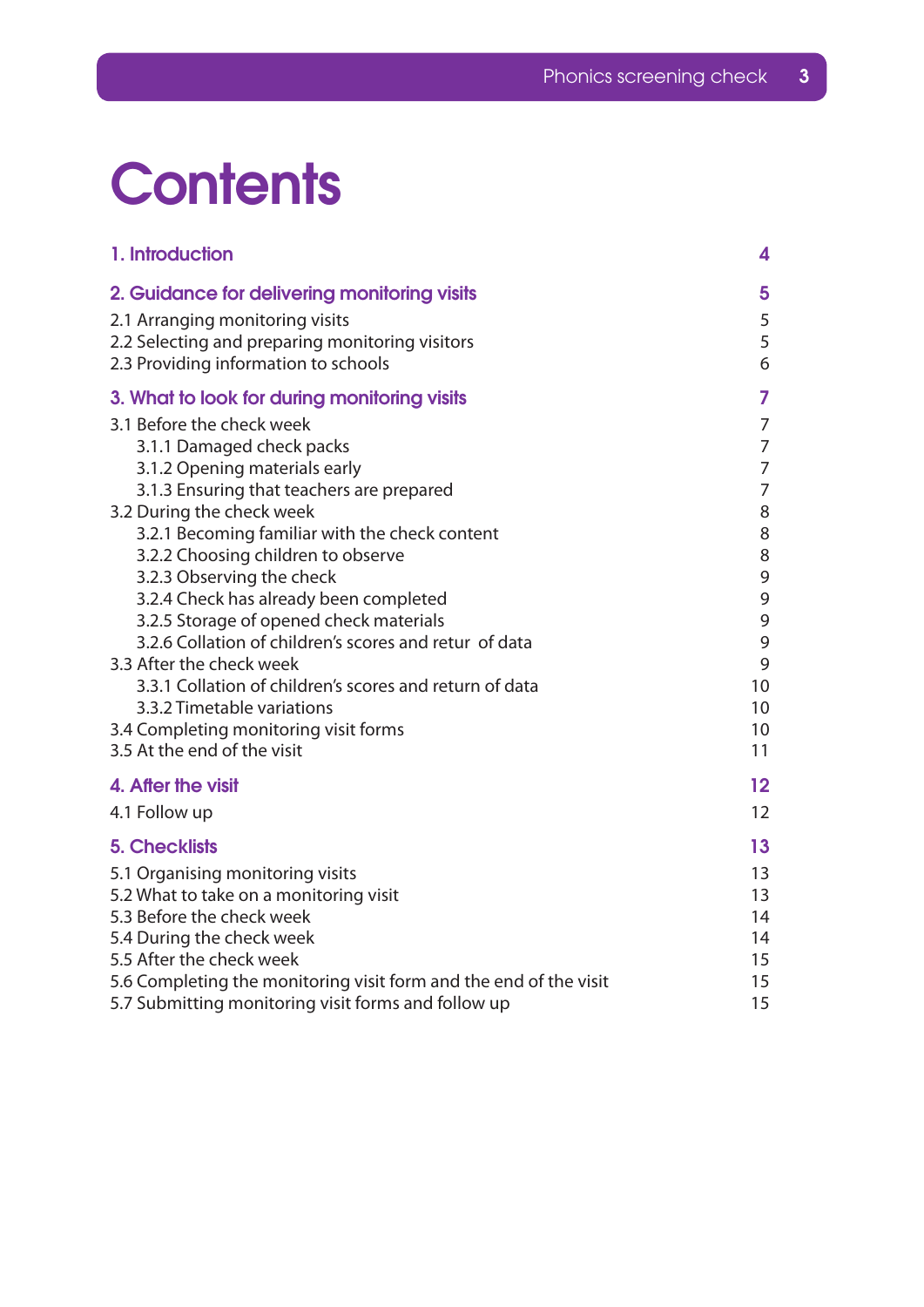# Contents

| | |
|---|---|
| **1. Introduction** | **4** |
| **2. Guidance for delivering monitoring visits** | **5** |
| 2.1 Arranging monitoring visits | 5 |
| 2.2 Selecting and preparing monitoring visitors | 5 |
| 2.3 Providing information to schools | 6 |
| **3. What to look for during monitoring visits** | **7** |
| 3.1 Before the check week | 7 |
| 3.1.1 Damaged check packs | 7 |
| 3.1.2 Opening materials early | 7 |
| 3.1.3 Ensuring that teachers are prepared | 7 |
| 3.2 During the check week | 8 |
| 3.2.1 Becoming familiar with the check content | 8 |
| 3.2.2 Choosing children to observe | 8 |
| 3.2.3 Observing the check | 9 |
| 3.2.4 Check has already been completed | 9 |
| 3.2.5 Storage of opened check materials | 9 |
| 3.2.6 Collation of children's scores and retur of data | 9 |
| 3.3 After the check week | 9 |
| 3.3.1 Collation of children's scores and return of data | 10 |
| 3.3.2 Timetable variations | 10 |
| 3.4 Completing monitoring visit forms | 10 |
| 3.5 At the end of the visit | 11 |
| **4. After the visit** | **12** |
| 4.1 Follow up | 12 |
| **5. Checklists** | **13** |
| 5.1 Organising monitoring visits | 13 |
| 5.2 What to take on a monitoring visit | 13 |
| 5.3 Before the check week | 14 |
| 5.4 During the check week | 14 |
| 5.5 After the check week | 15 |
| 5.6 Completing the monitoring visit form and the end of the visit | 15 |
| 5.7 Submitting monitoring visit forms and follow up | 15 |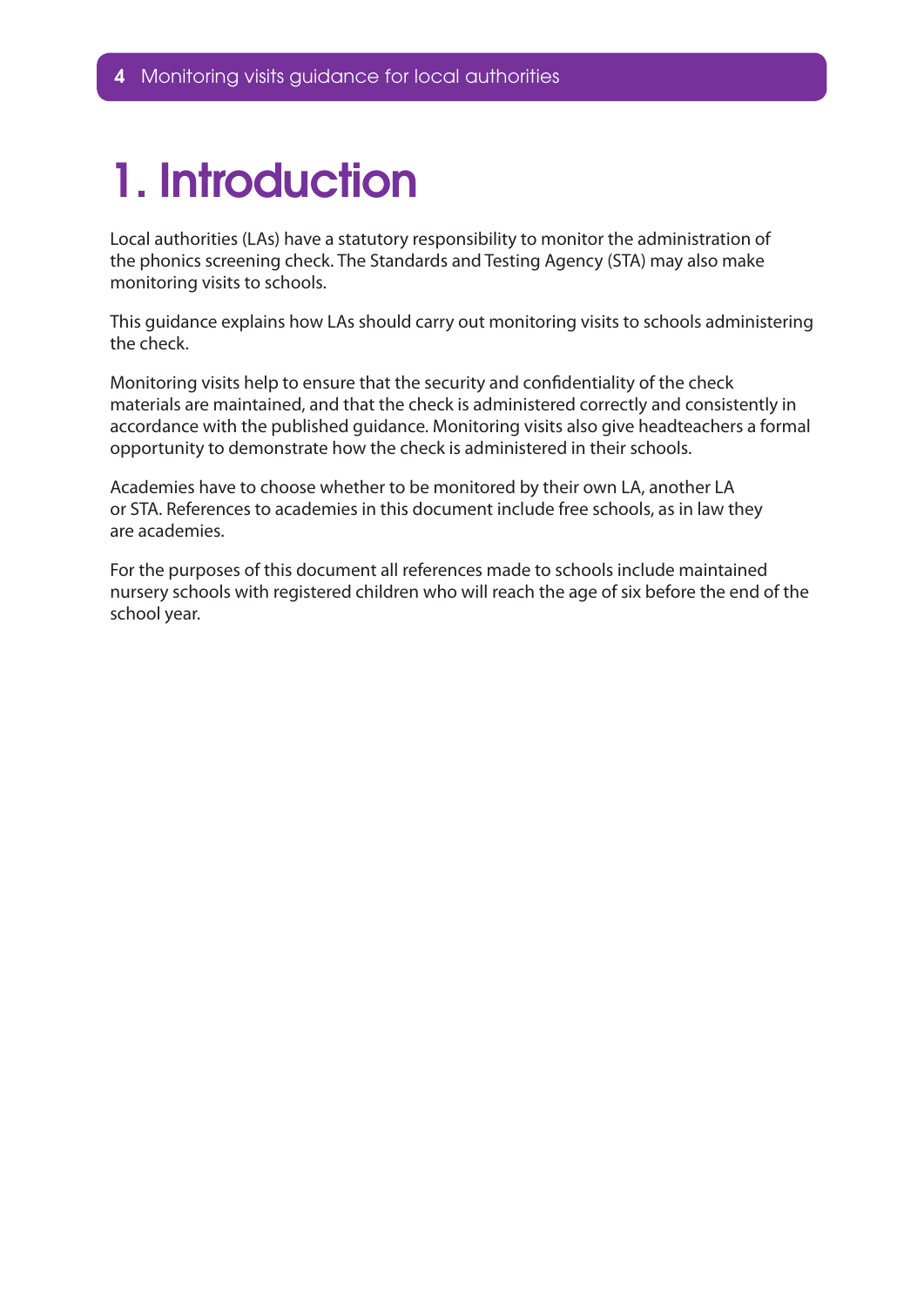# 1. Introduction

Local authorities (LAs) have a statutory responsibility to monitor the administration of the phonics screening check. The Standards and Testing Agency (STA) may also make monitoring visits to schools.

This guidance explains how LAs should carry out monitoring visits to schools administering the check.

Monitoring visits help to ensure that the security and confidentiality of the check materials are maintained, and that the check is administered correctly and consistently in accordance with the published guidance. Monitoring visits also give headteachers a formal opportunity to demonstrate how the check is administered in their schools.

Academies have to choose whether to be monitored by their own LA, another LA or STA. References to academies in this document include free schools, as in law they are academies.

For the purposes of this document all references made to schools include maintained nursery schools with registered children who will reach the age of six before the end of the school year.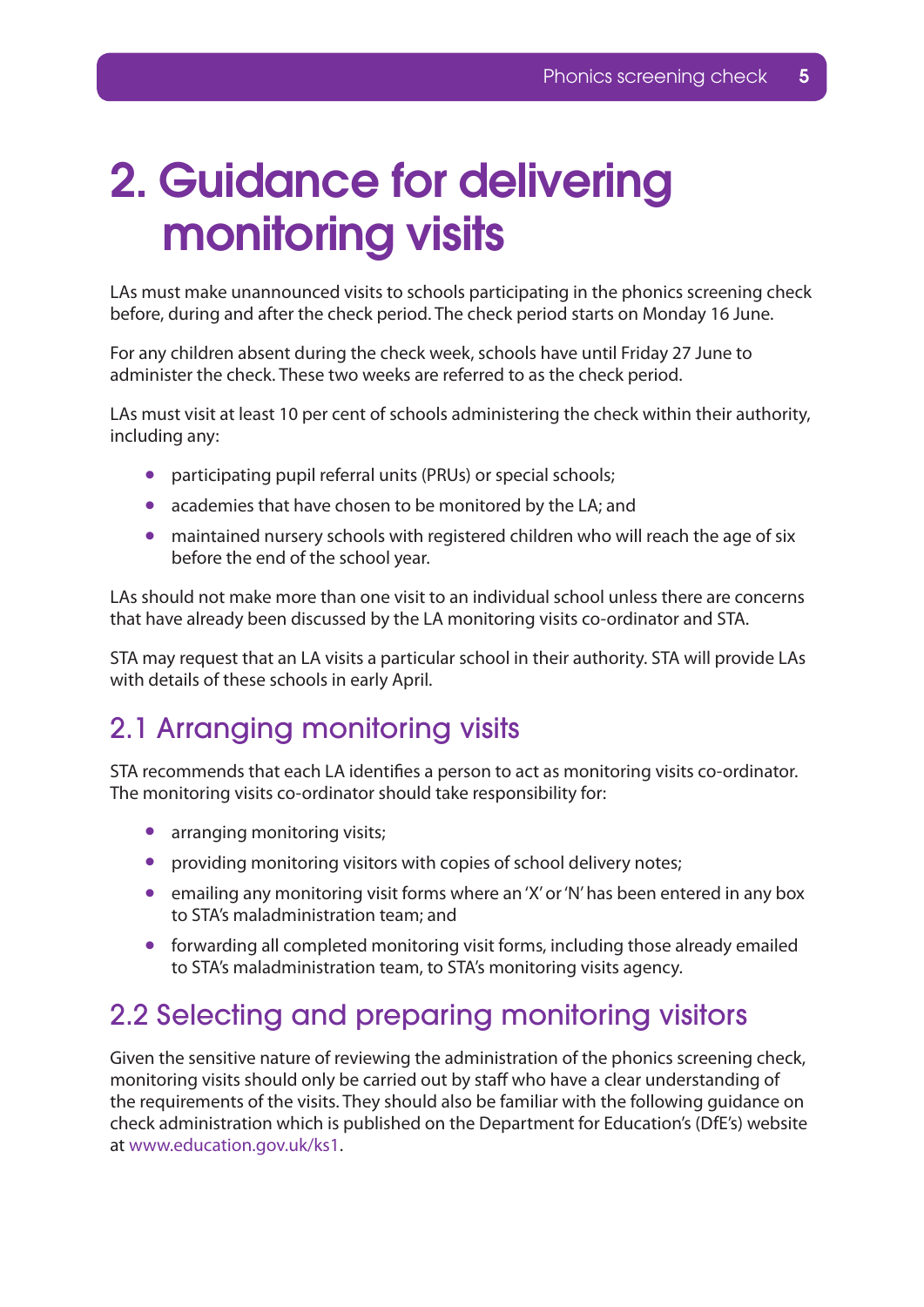# 2. Guidance for delivering monitoring visits

LAs must make unannounced visits to schools participating in the phonics screening check before, during and after the check period. The check period starts on Monday 16 June.

For any children absent during the check week, schools have until Friday 27 June to administer the check. These two weeks are referred to as the check period.

LAs must visit at least 10 per cent of schools administering the check within their authority, including any:

- participating pupil referral units (PRUs) or special schools;
- academies that have chosen to be monitored by the LA; and
- maintained nursery schools with registered children who will reach the age of six before the end of the school year.

LAs should not make more than one visit to an individual school unless there are concerns that have already been discussed by the LA monitoring visits co-ordinator and STA.

STA may request that an LA visits a particular school in their authority. STA will provide LAs with details of these schools in early April.

## 2.1 Arranging monitoring visits

STA recommends that each LA identifies a person to act as monitoring visits co-ordinator. The monitoring visits co-ordinator should take responsibility for:

- arranging monitoring visits;
- providing monitoring visitors with copies of school delivery notes;
- emailing any monitoring visit forms where an 'X' or 'N' has been entered in any box to STA's maladministration team; and
- forwarding all completed monitoring visit forms, including those already emailed to STA's maladministration team, to STA's monitoring visits agency.

## 2.2 Selecting and preparing monitoring visitors

Given the sensitive nature of reviewing the administration of the phonics screening check, monitoring visits should only be carried out by staff who have a clear understanding of the requirements of the visits. They should also be familiar with the following guidance on check administration which is published on the Department for Education's (DfE's) website at www.education.gov.uk/ks1.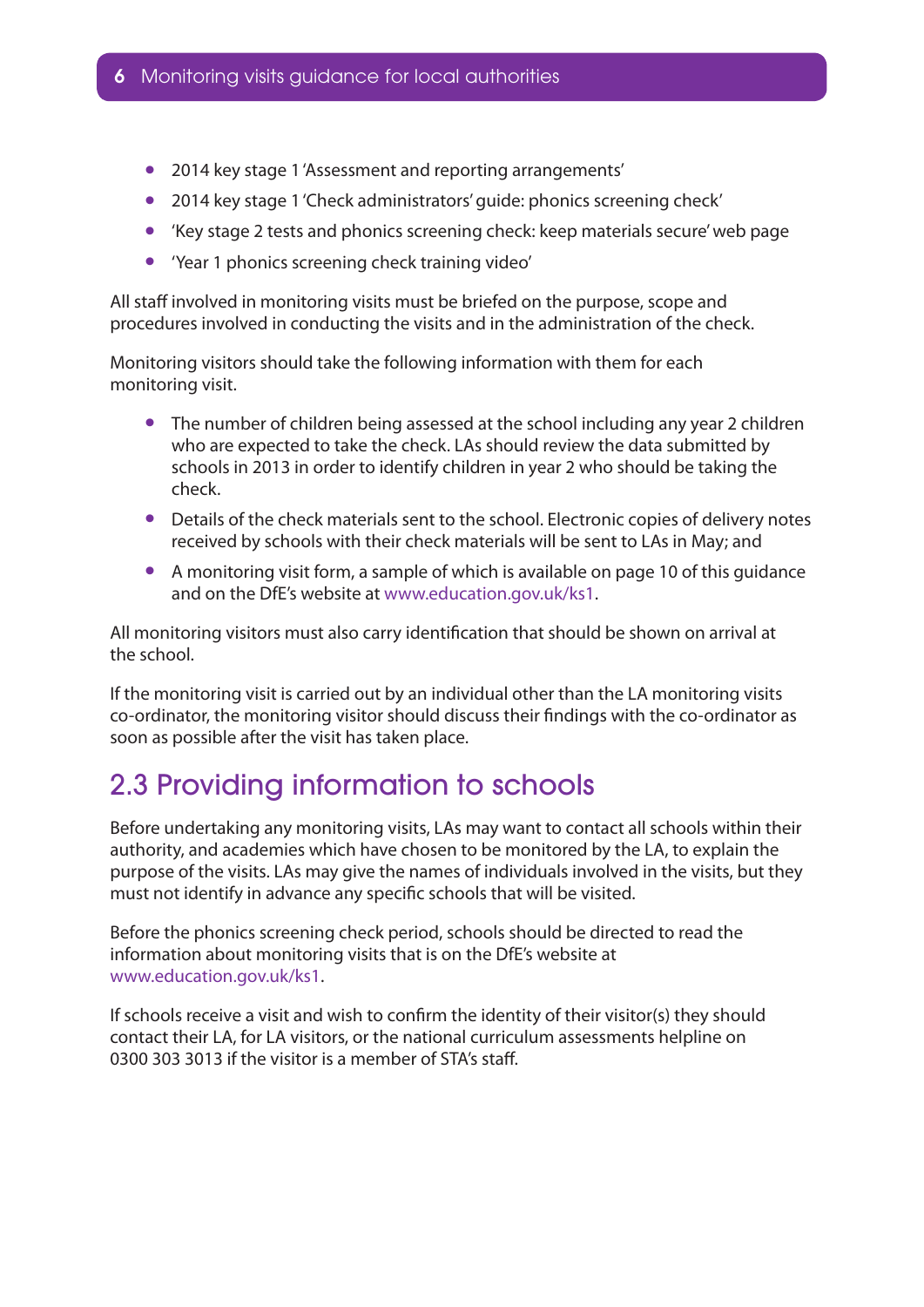- 2014 key stage 1 'Assessment and reporting arrangements'
- 2014 key stage 1 'Check administrators' guide: phonics screening check'
- 'Key stage 2 tests and phonics screening check: keep materials secure' web page
- 'Year 1 phonics screening check training video'

All staff involved in monitoring visits must be briefed on the purpose, scope and procedures involved in conducting the visits and in the administration of the check.

Monitoring visitors should take the following information with them for each monitoring visit.

- The number of children being assessed at the school including any year 2 children who are expected to take the check. LAs should review the data submitted by schools in 2013 in order to identify children in year 2 who should be taking the check.
- Details of the check materials sent to the school. Electronic copies of delivery notes received by schools with their check materials will be sent to LAs in May; and
- A monitoring visit form, a sample of which is available on page 10 of this guidance and on the DfE's website at www.education.gov.uk/ks1.

All monitoring visitors must also carry identification that should be shown on arrival at the school.

If the monitoring visit is carried out by an individual other than the LA monitoring visits co-ordinator, the monitoring visitor should discuss their findings with the co-ordinator as soon as possible after the visit has taken place.

## 2.3 Providing information to schools

Before undertaking any monitoring visits, LAs may want to contact all schools within their authority, and academies which have chosen to be monitored by the LA, to explain the purpose of the visits. LAs may give the names of individuals involved in the visits, but they must not identify in advance any specific schools that will be visited.

Before the phonics screening check period, schools should be directed to read the information about monitoring visits that is on the DfE's website at www.education.gov.uk/ks1.

If schools receive a visit and wish to confirm the identity of their visitor(s) they should contact their LA, for LA visitors, or the national curriculum assessments helpline on 0300 303 3013 if the visitor is a member of STA's staff.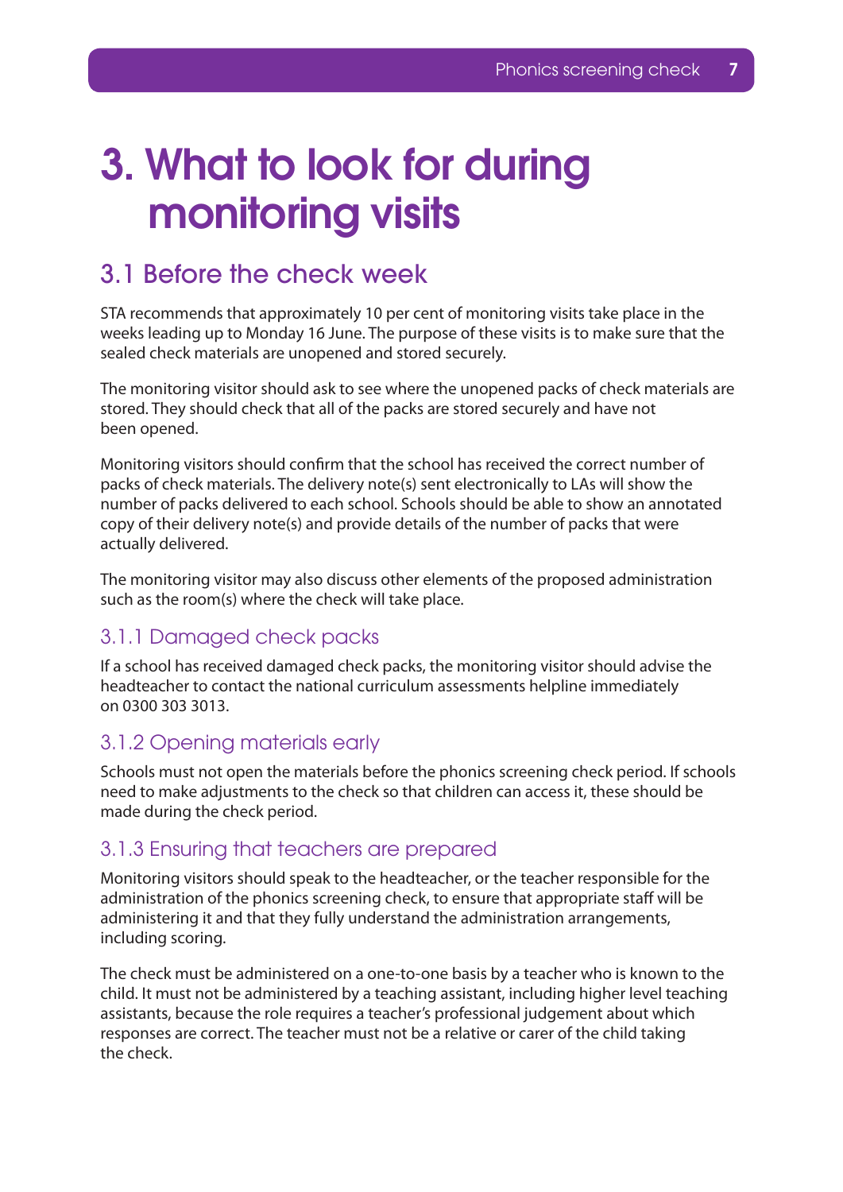# 3. What to look for during monitoring visits

## 3.1 Before the check week

STA recommends that approximately 10 per cent of monitoring visits take place in the weeks leading up to Monday 16 June. The purpose of these visits is to make sure that the sealed check materials are unopened and stored securely.

The monitoring visitor should ask to see where the unopened packs of check materials are stored. They should check that all of the packs are stored securely and have not been opened.

Monitoring visitors should confirm that the school has received the correct number of packs of check materials. The delivery note(s) sent electronically to LAs will show the number of packs delivered to each school. Schools should be able to show an annotated copy of their delivery note(s) and provide details of the number of packs that were actually delivered.

The monitoring visitor may also discuss other elements of the proposed administration such as the room(s) where the check will take place.

### 3.1.1 Damaged check packs

If a school has received damaged check packs, the monitoring visitor should advise the headteacher to contact the national curriculum assessments helpline immediately on 0300 303 3013.

### 3.1.2 Opening materials early

Schools must not open the materials before the phonics screening check period. If schools need to make adjustments to the check so that children can access it, these should be made during the check period.

### 3.1.3 Ensuring that teachers are prepared

Monitoring visitors should speak to the headteacher, or the teacher responsible for the administration of the phonics screening check, to ensure that appropriate staff will be administering it and that they fully understand the administration arrangements, including scoring.

The check must be administered on a one-to-one basis by a teacher who is known to the child. It must not be administered by a teaching assistant, including higher level teaching assistants, because the role requires a teacher's professional judgement about which responses are correct. The teacher must not be a relative or carer of the child taking the check.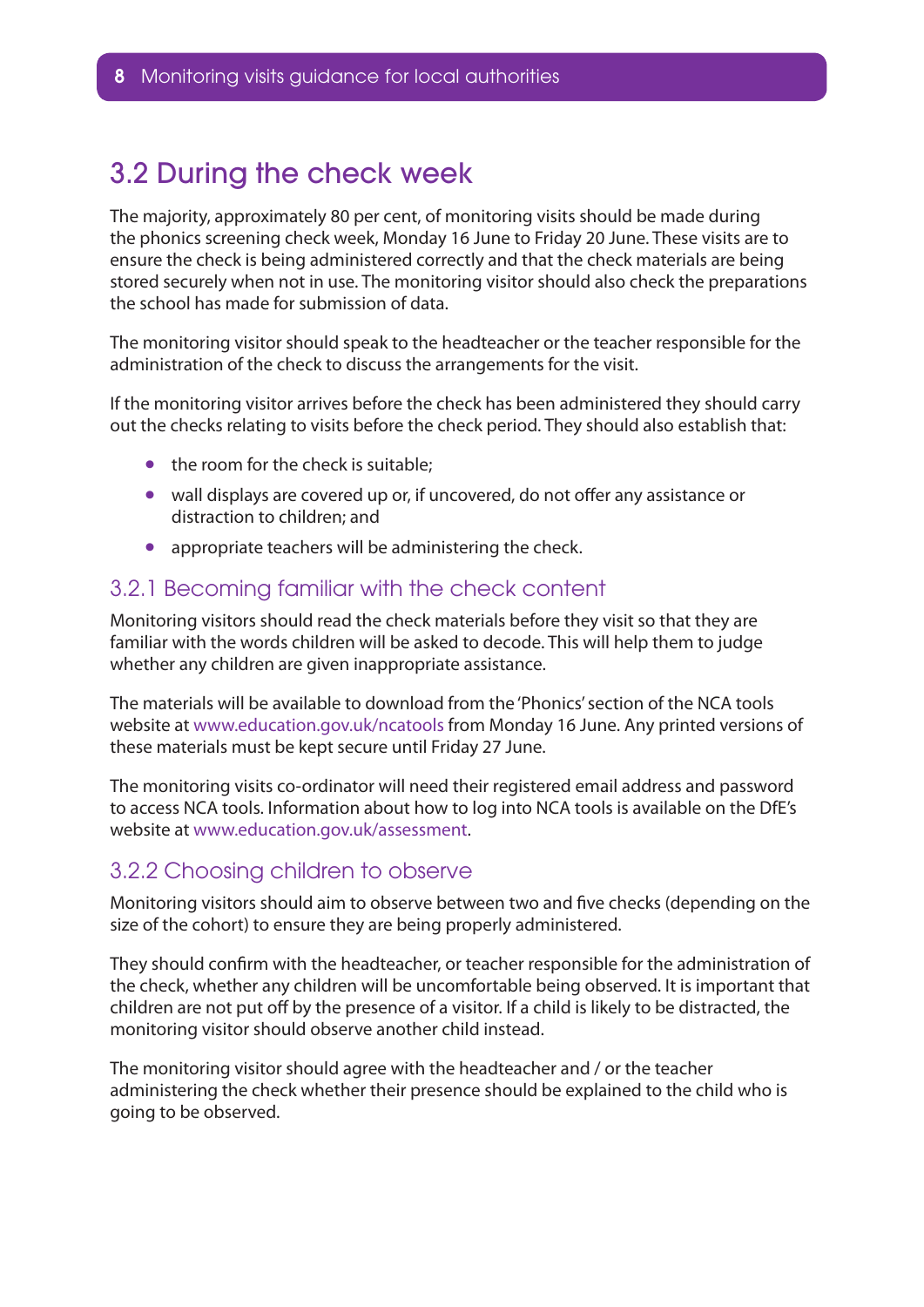## 3.2 During the check week

The majority, approximately 80 per cent, of monitoring visits should be made during the phonics screening check week, Monday 16 June to Friday 20 June. These visits are to ensure the check is being administered correctly and that the check materials are being stored securely when not in use. The monitoring visitor should also check the preparations the school has made for submission of data.

The monitoring visitor should speak to the headteacher or the teacher responsible for the administration of the check to discuss the arrangements for the visit.

If the monitoring visitor arrives before the check has been administered they should carry out the checks relating to visits before the check period. They should also establish that:

- the room for the check is suitable;
- wall displays are covered up or, if uncovered, do not offer any assistance or distraction to children; and
- appropriate teachers will be administering the check.

### 3.2.1 Becoming familiar with the check content

Monitoring visitors should read the check materials before they visit so that they are familiar with the words children will be asked to decode. This will help them to judge whether any children are given inappropriate assistance.

The materials will be available to download from the 'Phonics' section of the NCA tools website at www.education.gov.uk/ncatools from Monday 16 June. Any printed versions of these materials must be kept secure until Friday 27 June.

The monitoring visits co-ordinator will need their registered email address and password to access NCA tools. Information about how to log into NCA tools is available on the DfE's website at www.education.gov.uk/assessment.

### 3.2.2 Choosing children to observe

Monitoring visitors should aim to observe between two and five checks (depending on the size of the cohort) to ensure they are being properly administered.

They should confirm with the headteacher, or teacher responsible for the administration of the check, whether any children will be uncomfortable being observed. It is important that children are not put off by the presence of a visitor. If a child is likely to be distracted, the monitoring visitor should observe another child instead.

The monitoring visitor should agree with the headteacher and / or the teacher administering the check whether their presence should be explained to the child who is going to be observed.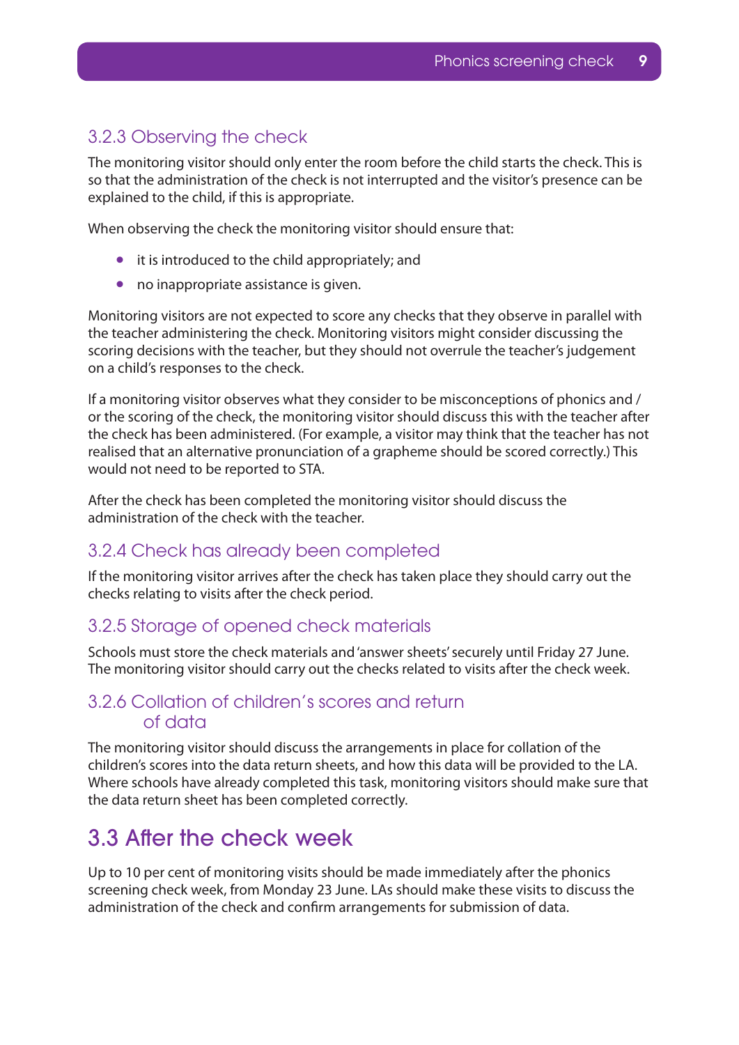### 3.2.3 Observing the check

The monitoring visitor should only enter the room before the child starts the check. This is so that the administration of the check is not interrupted and the visitor's presence can be explained to the child, if this is appropriate.

When observing the check the monitoring visitor should ensure that:

- it is introduced to the child appropriately; and
- no inappropriate assistance is given.

Monitoring visitors are not expected to score any checks that they observe in parallel with the teacher administering the check. Monitoring visitors might consider discussing the scoring decisions with the teacher, but they should not overrule the teacher's judgement on a child's responses to the check.

If a monitoring visitor observes what they consider to be misconceptions of phonics and / or the scoring of the check, the monitoring visitor should discuss this with the teacher after the check has been administered. (For example, a visitor may think that the teacher has not realised that an alternative pronunciation of a grapheme should be scored correctly.) This would not need to be reported to STA.

After the check has been completed the monitoring visitor should discuss the administration of the check with the teacher.

### 3.2.4 Check has already been completed

If the monitoring visitor arrives after the check has taken place they should carry out the checks relating to visits after the check period.

### 3.2.5 Storage of opened check materials

Schools must store the check materials and 'answer sheets' securely until Friday 27 June. The monitoring visitor should carry out the checks related to visits after the check week.

### 3.2.6 Collation of children's scores and return of data

The monitoring visitor should discuss the arrangements in place for collation of the children's scores into the data return sheets, and how this data will be provided to the LA. Where schools have already completed this task, monitoring visitors should make sure that the data return sheet has been completed correctly.

## 3.3 After the check week

Up to 10 per cent of monitoring visits should be made immediately after the phonics screening check week, from Monday 23 June. LAs should make these visits to discuss the administration of the check and confirm arrangements for submission of data.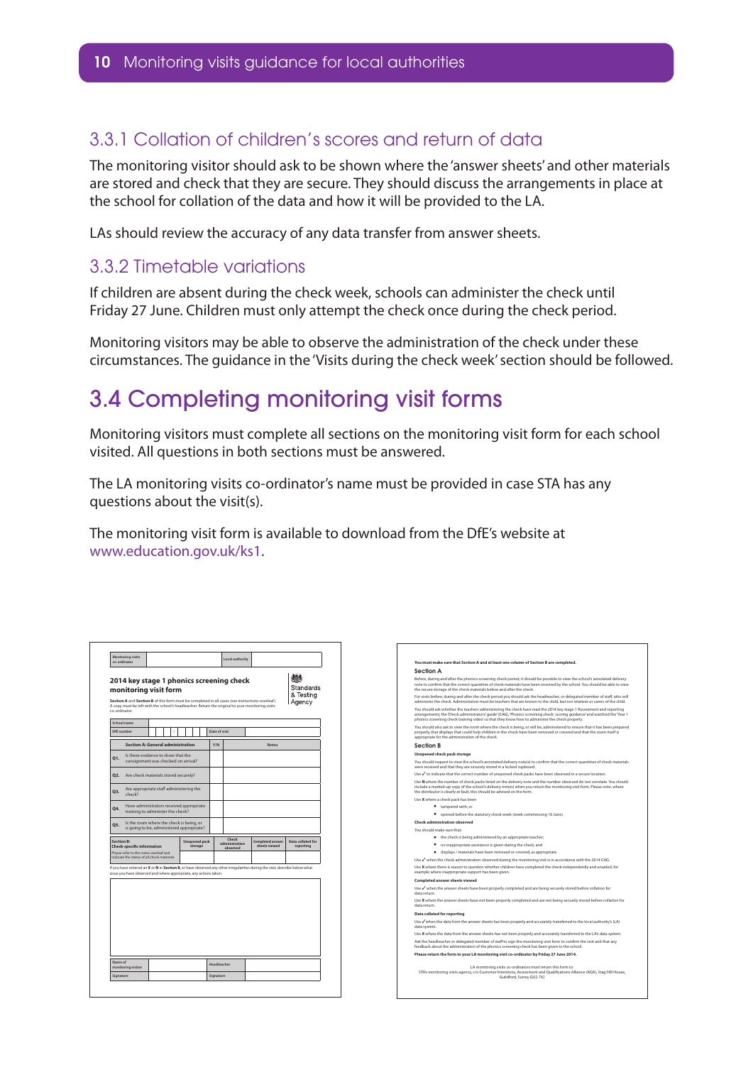## 3.3.1 Collation of children's scores and return of data

The monitoring visitor should ask to be shown where the 'answer sheets' and other materials are stored and check that they are secure. They should discuss the arrangements in place at the school for collation of the data and how it will be provided to the LA.

LAs should review the accuracy of any data transfer from answer sheets.

## 3.3.2 Timetable variations

If children are absent during the check week, schools can administer the check until Friday 27 June. Children must only attempt the check once during the check period.

Monitoring visitors may be able to observe the administration of the check under these circumstances. The guidance in the 'Visits during the check week' section should be followed.

# 3.4 Completing monitoring visit forms

Monitoring visitors must complete all sections on the monitoring visit form for each school visited. All questions in both sections must be answered.

The LA monitoring visits co-ordinator's name must be provided in case STA has any questions about the visit(s).

The monitoring visit form is available to download from the DfE's website at www.education.gov.uk/ks1.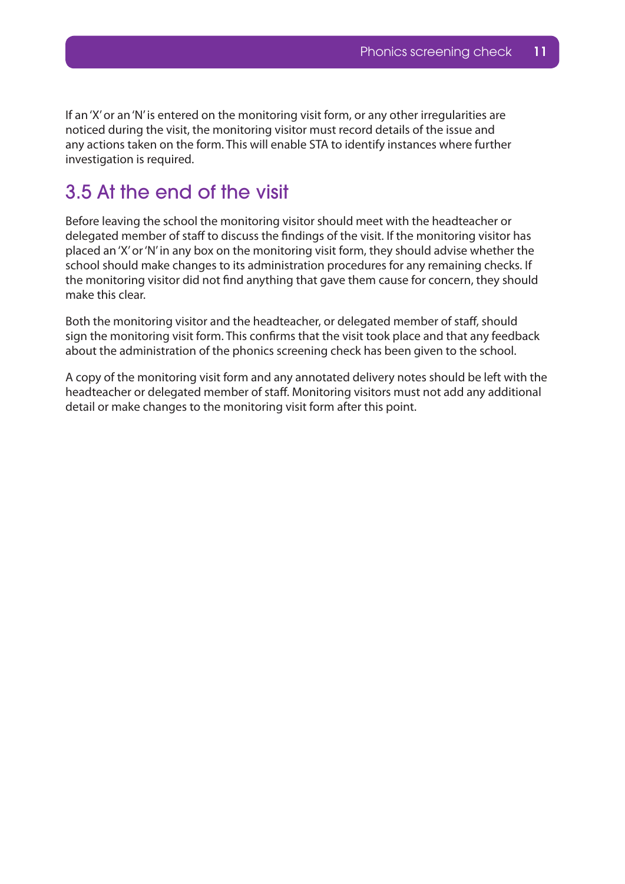If an 'X' or an 'N' is entered on the monitoring visit form, or any other irregularities are noticed during the visit, the monitoring visitor must record details of the issue and any actions taken on the form. This will enable STA to identify instances where further investigation is required.

## 3.5 At the end of the visit

Before leaving the school the monitoring visitor should meet with the headteacher or delegated member of staff to discuss the findings of the visit. If the monitoring visitor has placed an 'X' or 'N' in any box on the monitoring visit form, they should advise whether the school should make changes to its administration procedures for any remaining checks. If the monitoring visitor did not find anything that gave them cause for concern, they should make this clear.

Both the monitoring visitor and the headteacher, or delegated member of staff, should sign the monitoring visit form. This confirms that the visit took place and that any feedback about the administration of the phonics screening check has been given to the school.

A copy of the monitoring visit form and any annotated delivery notes should be left with the headteacher or delegated member of staff. Monitoring visitors must not add any additional detail or make changes to the monitoring visit form after this point.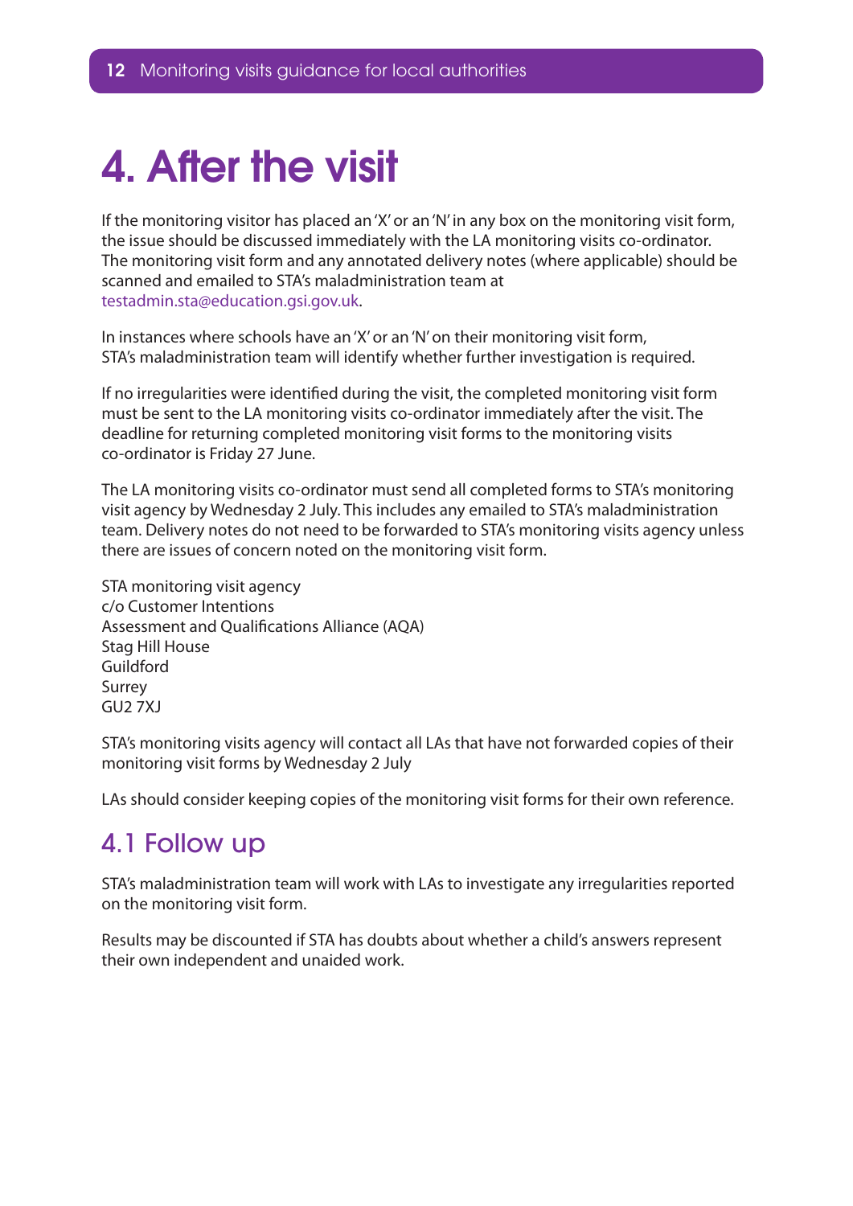# 4. After the visit

If the monitoring visitor has placed an 'X' or an 'N' in any box on the monitoring visit form, the issue should be discussed immediately with the LA monitoring visits co-ordinator. The monitoring visit form and any annotated delivery notes (where applicable) should be scanned and emailed to STA's maladministration team at testadmin.sta@education.gsi.gov.uk.

In instances where schools have an 'X' or an 'N' on their monitoring visit form, STA's maladministration team will identify whether further investigation is required.

If no irregularities were identified during the visit, the completed monitoring visit form must be sent to the LA monitoring visits co-ordinator immediately after the visit. The deadline for returning completed monitoring visit forms to the monitoring visits co-ordinator is Friday 27 June.

The LA monitoring visits co-ordinator must send all completed forms to STA's monitoring visit agency by Wednesday 2 July. This includes any emailed to STA's maladministration team. Delivery notes do not need to be forwarded to STA's monitoring visits agency unless there are issues of concern noted on the monitoring visit form.

STA monitoring visit agency
c/o Customer Intentions
Assessment and Qualifications Alliance (AQA)
Stag Hill House
Guildford
Surrey
GU2 7XJ

STA's monitoring visits agency will contact all LAs that have not forwarded copies of their monitoring visit forms by Wednesday 2 July

LAs should consider keeping copies of the monitoring visit forms for their own reference.

## 4.1 Follow up

STA's maladministration team will work with LAs to investigate any irregularities reported on the monitoring visit form.

Results may be discounted if STA has doubts about whether a child's answers represent their own independent and unaided work.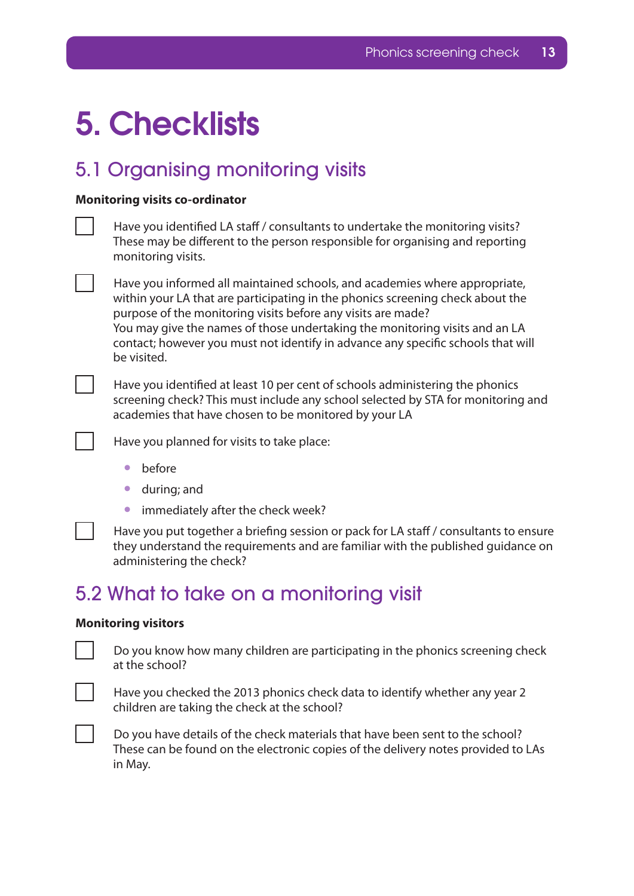# 5. Checklists

## 5.1 Organising monitoring visits

**Monitoring visits co-ordinator**

- [ ] Have you identified LA staff / consultants to undertake the monitoring visits? These may be different to the person responsible for organising and reporting monitoring visits.
- [ ] Have you informed all maintained schools, and academies where appropriate, within your LA that are participating in the phonics screening check about the purpose of the monitoring visits before any visits are made?
  You may give the names of those undertaking the monitoring visits and an LA contact; however you must not identify in advance any specific schools that will be visited.
- [ ] Have you identified at least 10 per cent of schools administering the phonics screening check? This must include any school selected by STA for monitoring and academies that have chosen to be monitored by your LA
- [ ] Have you planned for visits to take place:
  - before
  - during; and
  - immediately after the check week?
- [ ] Have you put together a briefing session or pack for LA staff / consultants to ensure they understand the requirements and are familiar with the published guidance on administering the check?

## 5.2 What to take on a monitoring visit

**Monitoring visitors**

- [ ] Do you know how many children are participating in the phonics screening check at the school?
- [ ] Have you checked the 2013 phonics check data to identify whether any year 2 children are taking the check at the school?
- [ ] Do you have details of the check materials that have been sent to the school? These can be found on the electronic copies of the delivery notes provided to LAs in May.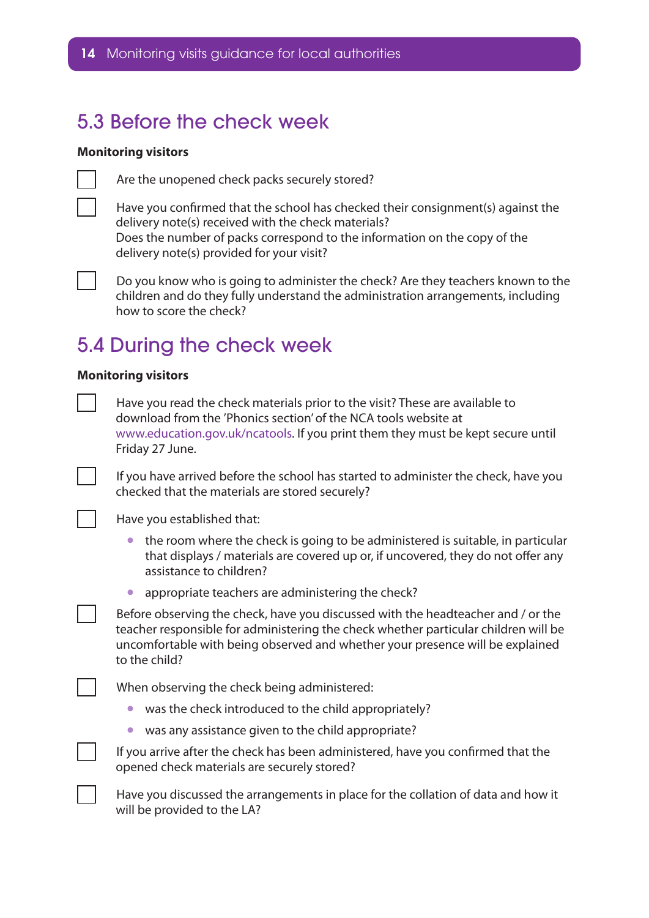## 5.3 Before the check week

**Monitoring visitors**

- [ ] Are the unopened check packs securely stored?
- [ ] Have you confirmed that the school has checked their consignment(s) against the delivery note(s) received with the check materials?
  Does the number of packs correspond to the information on the copy of the delivery note(s) provided for your visit?
- [ ] Do you know who is going to administer the check? Are they teachers known to the children and do they fully understand the administration arrangements, including how to score the check?

## 5.4 During the check week

**Monitoring visitors**

- [ ] Have you read the check materials prior to the visit? These are available to download from the 'Phonics section' of the NCA tools website at www.education.gov.uk/ncatools. If you print them they must be kept secure until Friday 27 June.
- [ ] If you have arrived before the school has started to administer the check, have you checked that the materials are stored securely?
- [ ] Have you established that:
  - the room where the check is going to be administered is suitable, in particular that displays / materials are covered up or, if uncovered, they do not offer any assistance to children?
  - appropriate teachers are administering the check?
- [ ] Before observing the check, have you discussed with the headteacher and / or the teacher responsible for administering the check whether particular children will be uncomfortable with being observed and whether your presence will be explained to the child?
- [ ] When observing the check being administered:
  - was the check introduced to the child appropriately?
  - was any assistance given to the child appropriate?
- [ ] If you arrive after the check has been administered, have you confirmed that the opened check materials are securely stored?
- [ ] Have you discussed the arrangements in place for the collation of data and how it will be provided to the LA?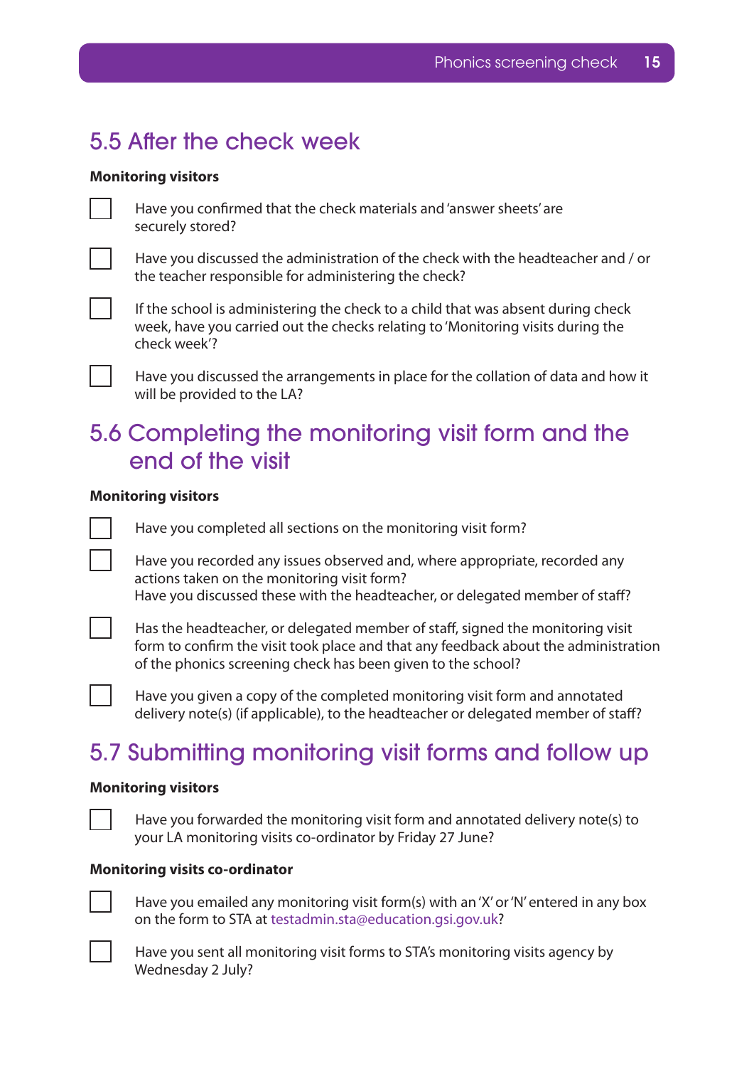## 5.5 After the check week

**Monitoring visitors**

- [ ] Have you confirmed that the check materials and 'answer sheets' are securely stored?
- [ ] Have you discussed the administration of the check with the headteacher and / or the teacher responsible for administering the check?
- [ ] If the school is administering the check to a child that was absent during check week, have you carried out the checks relating to 'Monitoring visits during the check week'?
- [ ] Have you discussed the arrangements in place for the collation of data and how it will be provided to the LA?

## 5.6 Completing the monitoring visit form and the end of the visit

**Monitoring visitors**

- [ ] Have you completed all sections on the monitoring visit form?
- [ ] Have you recorded any issues observed and, where appropriate, recorded any actions taken on the monitoring visit form?
  Have you discussed these with the headteacher, or delegated member of staff?
- [ ] Has the headteacher, or delegated member of staff, signed the monitoring visit form to confirm the visit took place and that any feedback about the administration of the phonics screening check has been given to the school?
- [ ] Have you given a copy of the completed monitoring visit form and annotated delivery note(s) (if applicable), to the headteacher or delegated member of staff?

## 5.7 Submitting monitoring visit forms and follow up

**Monitoring visitors**

- [ ] Have you forwarded the monitoring visit form and annotated delivery note(s) to your LA monitoring visits co-ordinator by Friday 27 June?

**Monitoring visits co-ordinator**

- [ ] Have you emailed any monitoring visit form(s) with an 'X' or 'N' entered in any box on the form to STA at testadmin.sta@education.gsi.gov.uk?
- [ ] Have you sent all monitoring visit forms to STA's monitoring visits agency by Wednesday 2 July?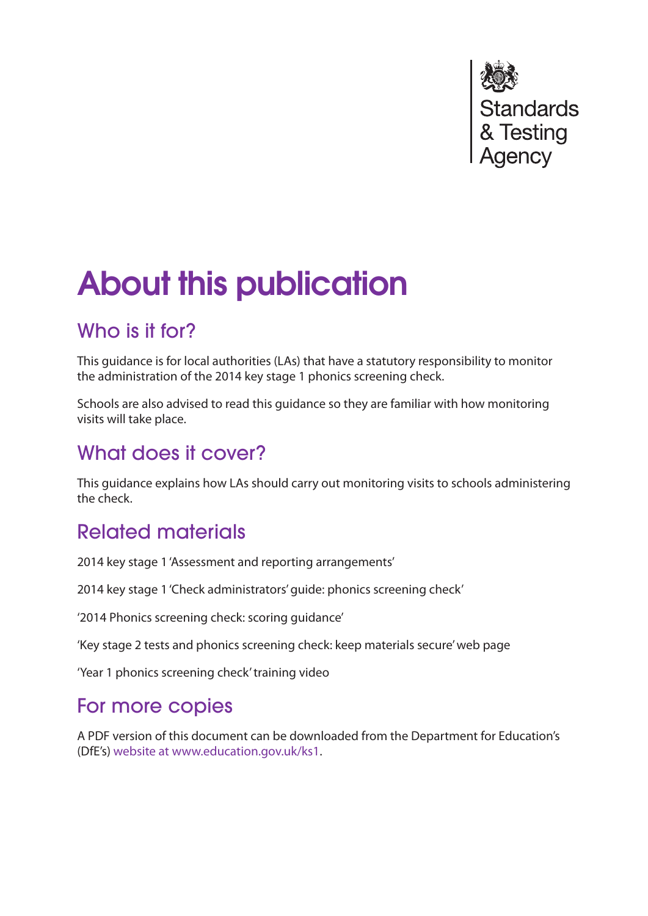Standards & Testing Agency

# About this publication

## Who is it for?

This guidance is for local authorities (LAs) that have a statutory responsibility to monitor the administration of the 2014 key stage 1 phonics screening check.

Schools are also advised to read this guidance so they are familiar with how monitoring visits will take place.

## What does it cover?

This guidance explains how LAs should carry out monitoring visits to schools administering the check.

## Related materials

2014 key stage 1 'Assessment and reporting arrangements'

2014 key stage 1 'Check administrators' guide: phonics screening check'

'2014 Phonics screening check: scoring guidance'

'Key stage 2 tests and phonics screening check: keep materials secure' web page

'Year 1 phonics screening check' training video

## For more copies

A PDF version of this document can be downloaded from the Department for Education's (DfE's) website at www.education.gov.uk/ks1.